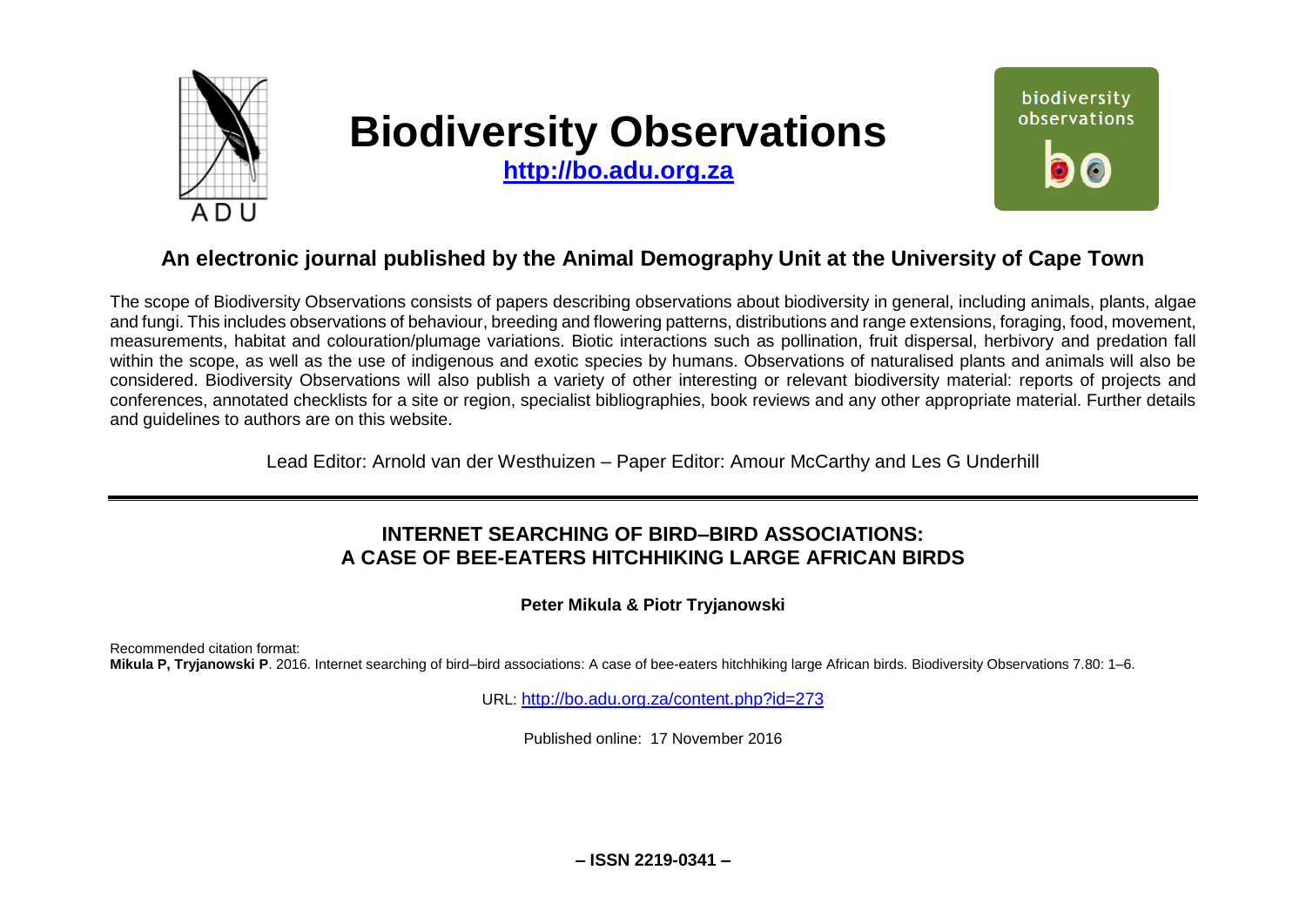# Biodiversity Observations

**http://bo.adu.org.za**

## An electronic journal published by the Animal Demography Unit at the University of Cape Town

The scope of Biodiversity Observations consists of papers describing observations about biodiversity in general, including animals, plants, algae and fungi. This includes observations of behaviour, breeding and flowering patterns, distributions and range extensions, foraging, food, movement, measurements, habitat and colouration/plumage variations. Biotic interactions such as pollination, fruit dispersal, herbivory and predation fall within the scope, as well as the use of indigenous and exotic species by humans. Observations of naturalised plants and animals will also be considered. Biodiversity Observations will also publish a variety of other interesting or relevant biodiversity material: reports of projects and conferences, annotated checklists for a site or region, specialist bibliographies, book reviews and any other appropriate material. Further details and guidelines to authors are on this website.

Lead Editor: Arnold van der Westhuizen – Paper Editor: Amour McCarthy and Les G Underhill

---

# INTERNET SEARCHING OF BIRD–BIRD ASSOCIATIONS: A CASE OF BEE-EATERS HITCHHIKING LARGE AFRICAN BIRDS

**Peter Mikula & Piotr Tryjanowski**

Recommended citation format:
**Mikula P, Tryjanowski P**. 2016. Internet searching of bird–bird associations: A case of bee-eaters hitchhiking large African birds. Biodiversity Observations 7.80: 1–6.

URL: http://bo.adu.org.za/content.php?id=273

Published online: 17 November 2016

**– ISSN 2219-0341 –**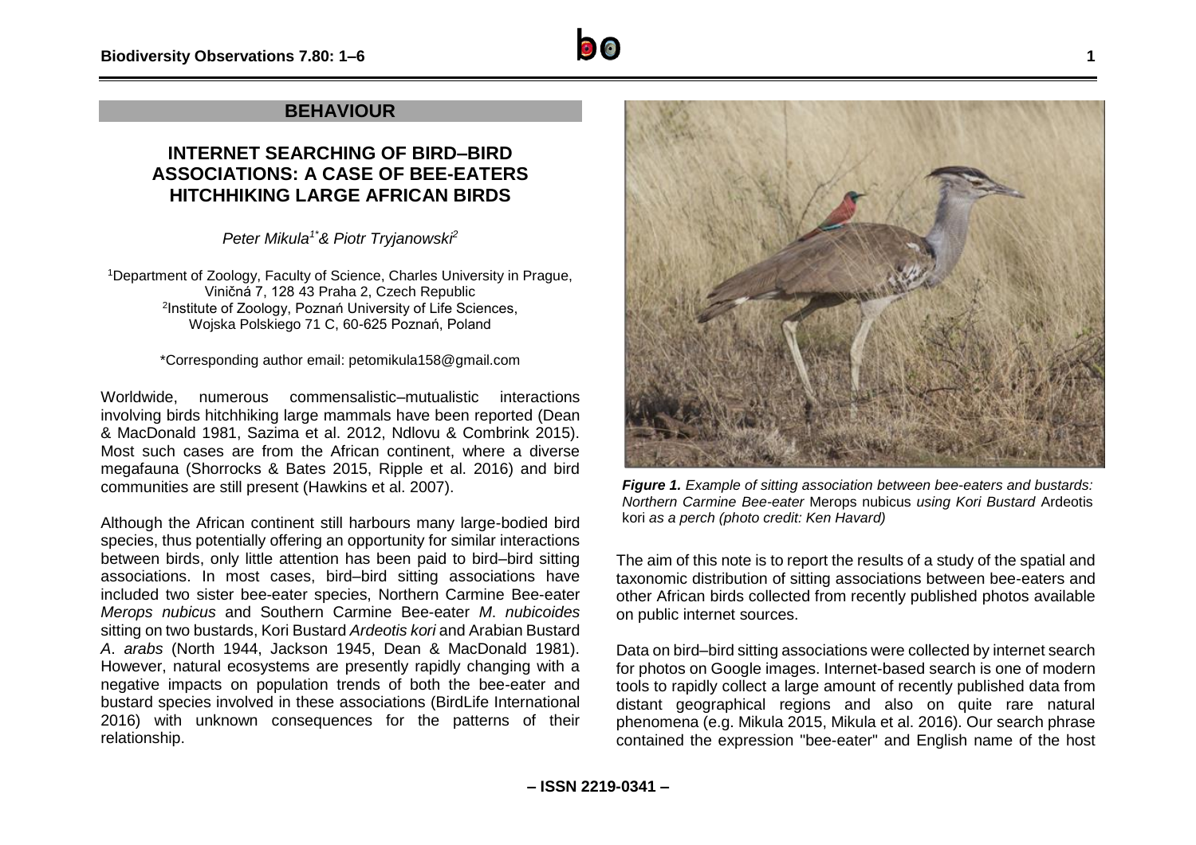## BEHAVIOUR

# INTERNET SEARCHING OF BIRD–BIRD ASSOCIATIONS: A CASE OF BEE-EATERS HITCHHIKING LARGE AFRICAN BIRDS

*Peter Mikula[1*] & Piotr Tryjanowski[2]*

[1]Department of Zoology, Faculty of Science, Charles University in Prague, Viničná 7, 128 43 Praha 2, Czech Republic
[2]Institute of Zoology, Poznań University of Life Sciences, Wojska Polskiego 71 C, 60-625 Poznań, Poland

*Corresponding author email: petomikula158@gmail.com

Worldwide, numerous commensalistic–mutualistic interactions involving birds hitchhiking large mammals have been reported (Dean & MacDonald 1981, Sazima et al. 2012, Ndlovu & Combrink 2015). Most such cases are from the African continent, where a diverse megafauna (Shorrocks & Bates 2015, Ripple et al. 2016) and bird communities are still present (Hawkins et al. 2007).

Although the African continent still harbours many large-bodied bird species, thus potentially offering an opportunity for similar interactions between birds, only little attention has been paid to bird–bird sitting associations. In most cases, bird–bird sitting associations have included two sister bee-eater species, Northern Carmine Bee-eater *Merops nubicus* and Southern Carmine Bee-eater *M. nubicoides* sitting on two bustards, Kori Bustard *Ardeotis kori* and Arabian Bustard *A. arabs* (North 1944, Jackson 1945, Dean & MacDonald 1981). However, natural ecosystems are presently rapidly changing with a negative impacts on population trends of both the bee-eater and bustard species involved in these associations (BirdLife International 2016) with unknown consequences for the patterns of their relationship.

***Figure 1.*** *Example of sitting association between bee-eaters and bustards: Northern Carmine Bee-eater* Merops nubicus *using Kori Bustard* Ardeotis kori *as a perch (photo credit: Ken Havard)*

The aim of this note is to report the results of a study of the spatial and taxonomic distribution of sitting associations between bee-eaters and other African birds collected from recently published photos available on public internet sources.

Data on bird–bird sitting associations were collected by internet search for photos on Google images. Internet-based search is one of modern tools to rapidly collect a large amount of recently published data from distant geographical regions and also on quite rare natural phenomena (e.g. Mikula 2015, Mikula et al. 2016). Our search phrase contained the expression "bee-eater" and English name of the host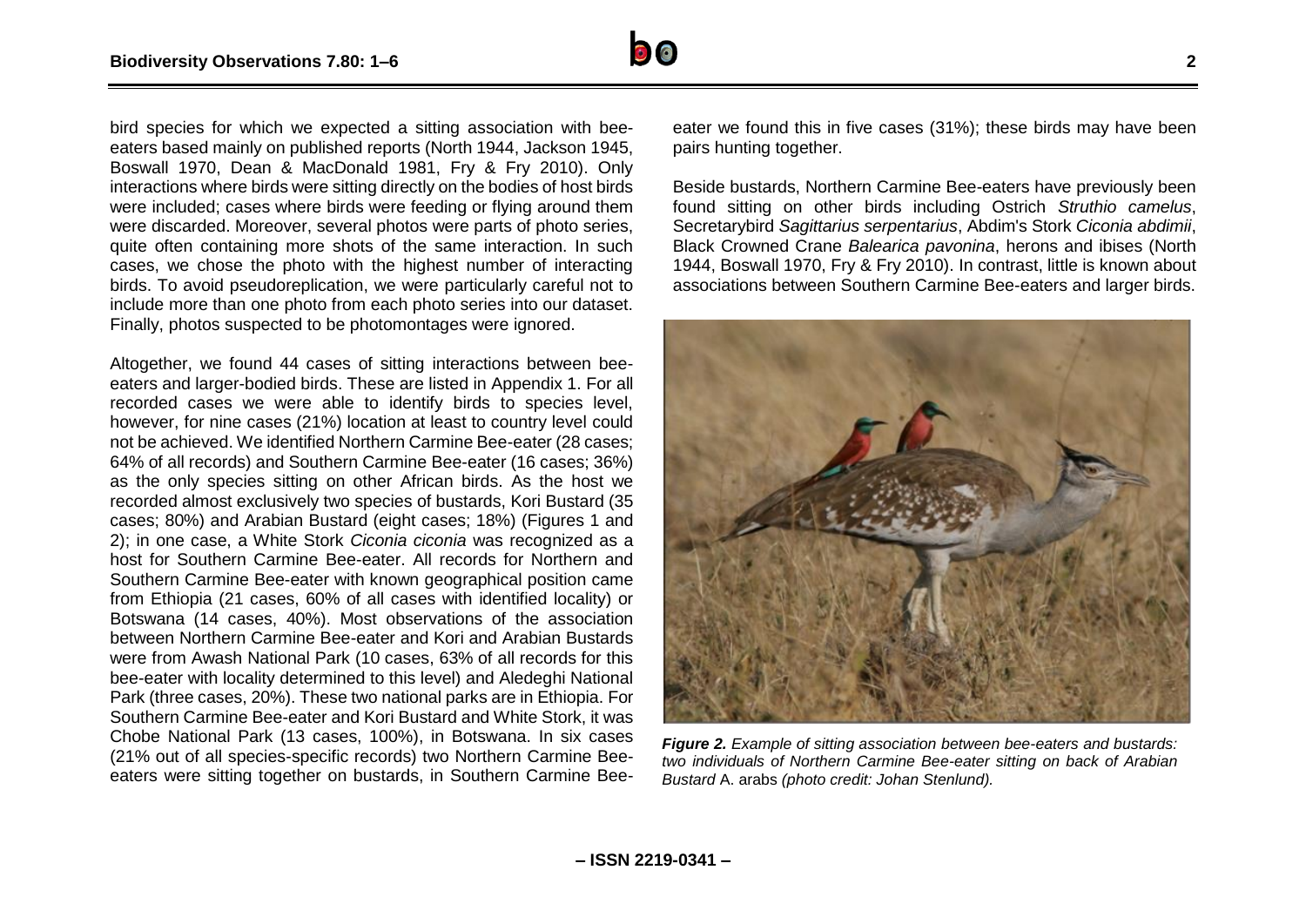bird species for which we expected a sitting association with bee-eaters based mainly on published reports (North 1944, Jackson 1945, Boswall 1970, Dean & MacDonald 1981, Fry & Fry 2010). Only interactions where birds were sitting directly on the bodies of host birds were included; cases where birds were feeding or flying around them were discarded. Moreover, several photos were parts of photo series, quite often containing more shots of the same interaction. In such cases, we chose the photo with the highest number of interacting birds. To avoid pseudoreplication, we were particularly careful not to include more than one photo from each photo series into our dataset. Finally, photos suspected to be photomontages were ignored.

Altogether, we found 44 cases of sitting interactions between bee-eaters and larger-bodied birds. These are listed in Appendix 1. For all recorded cases we were able to identify birds to species level, however, for nine cases (21%) location at least to country level could not be achieved. We identified Northern Carmine Bee-eater (28 cases; 64% of all records) and Southern Carmine Bee-eater (16 cases; 36%) as the only species sitting on other African birds. As the host we recorded almost exclusively two species of bustards, Kori Bustard (35 cases; 80%) and Arabian Bustard (eight cases; 18%) (Figures 1 and 2); in one case, a White Stork *Ciconia ciconia* was recognized as a host for Southern Carmine Bee-eater. All records for Northern and Southern Carmine Bee-eater with known geographical position came from Ethiopia (21 cases, 60% of all cases with identified locality) or Botswana (14 cases, 40%). Most observations of the association between Northern Carmine Bee-eater and Kori and Arabian Bustards were from Awash National Park (10 cases, 63% of all records for this bee-eater with locality determined to this level) and Aledeghi National Park (three cases, 20%). These two national parks are in Ethiopia. For Southern Carmine Bee-eater and Kori Bustard and White Stork, it was Chobe National Park (13 cases, 100%), in Botswana. In six cases (21% out of all species-specific records) two Northern Carmine Bee-eaters were sitting together on bustards, in Southern Carmine Bee-eater we found this in five cases (31%); these birds may have been pairs hunting together.

Beside bustards, Northern Carmine Bee-eaters have previously been found sitting on other birds including Ostrich *Struthio camelus*, Secretarybird *Sagittarius serpentarius*, Abdim's Stork *Ciconia abdimii*, Black Crowned Crane *Balearica pavonina*, herons and ibises (North 1944, Boswall 1970, Fry & Fry 2010). In contrast, little is known about associations between Southern Carmine Bee-eaters and larger birds.

***Figure 2.*** *Example of sitting association between bee-eaters and bustards: two individuals of Northern Carmine Bee-eater sitting on back of Arabian Bustard* A. arabs *(photo credit: Johan Stenlund).*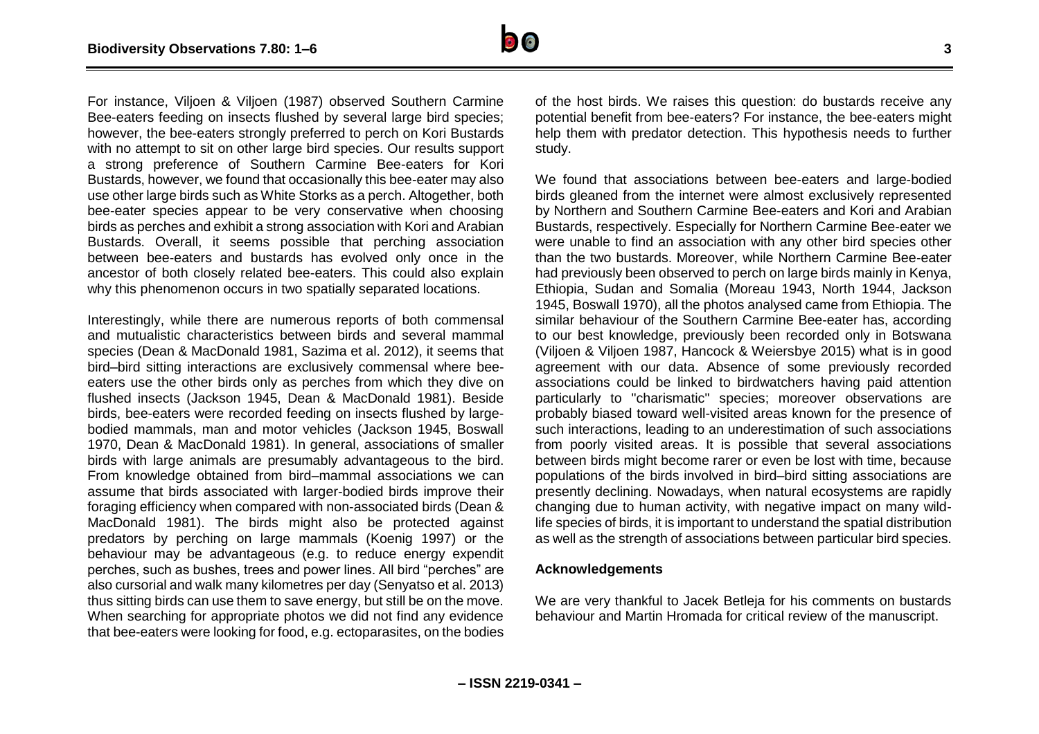For instance, Viljoen & Viljoen (1987) observed Southern Carmine Bee-eaters feeding on insects flushed by several large bird species; however, the bee-eaters strongly preferred to perch on Kori Bustards with no attempt to sit on other large bird species. Our results support a strong preference of Southern Carmine Bee-eaters for Kori Bustards, however, we found that occasionally this bee-eater may also use other large birds such as White Storks as a perch. Altogether, both bee-eater species appear to be very conservative when choosing birds as perches and exhibit a strong association with Kori and Arabian Bustards. Overall, it seems possible that perching association between bee-eaters and bustards has evolved only once in the ancestor of both closely related bee-eaters. This could also explain why this phenomenon occurs in two spatially separated locations.

Interestingly, while there are numerous reports of both commensal and mutualistic characteristics between birds and several mammal species (Dean & MacDonald 1981, Sazima et al. 2012), it seems that bird–bird sitting interactions are exclusively commensal where bee-eaters use the other birds only as perches from which they dive on flushed insects (Jackson 1945, Dean & MacDonald 1981). Beside birds, bee-eaters were recorded feeding on insects flushed by large-bodied mammals, man and motor vehicles (Jackson 1945, Boswall 1970, Dean & MacDonald 1981). In general, associations of smaller birds with large animals are presumably advantageous to the bird. From knowledge obtained from bird–mammal associations we can assume that birds associated with larger-bodied birds improve their foraging efficiency when compared with non-associated birds (Dean & MacDonald 1981). The birds might also be protected against predators by perching on large mammals (Koenig 1997) or the behaviour may be advantageous (e.g. to reduce energy expendit perches, such as bushes, trees and power lines. All bird "perches" are also cursorial and walk many kilometres per day (Senyatso et al. 2013) thus sitting birds can use them to save energy, but still be on the move. When searching for appropriate photos we did not find any evidence that bee-eaters were looking for food, e.g. ectoparasites, on the bodies of the host birds. We raises this question: do bustards receive any potential benefit from bee-eaters? For instance, the bee-eaters might help them with predator detection. This hypothesis needs to further study.

We found that associations between bee-eaters and large-bodied birds gleaned from the internet were almost exclusively represented by Northern and Southern Carmine Bee-eaters and Kori and Arabian Bustards, respectively. Especially for Northern Carmine Bee-eater we were unable to find an association with any other bird species other than the two bustards. Moreover, while Northern Carmine Bee-eater had previously been observed to perch on large birds mainly in Kenya, Ethiopia, Sudan and Somalia (Moreau 1943, North 1944, Jackson 1945, Boswall 1970), all the photos analysed came from Ethiopia. The similar behaviour of the Southern Carmine Bee-eater has, according to our best knowledge, previously been recorded only in Botswana (Viljoen & Viljoen 1987, Hancock & Weiersbye 2015) what is in good agreement with our data. Absence of some previously recorded associations could be linked to birdwatchers having paid attention particularly to "charismatic" species; moreover observations are probably biased toward well-visited areas known for the presence of such interactions, leading to an underestimation of such associations from poorly visited areas. It is possible that several associations between birds might become rarer or even be lost with time, because populations of the birds involved in bird–bird sitting associations are presently declining. Nowadays, when natural ecosystems are rapidly changing due to human activity, with negative impact on many wild-life species of birds, it is important to understand the spatial distribution as well as the strength of associations between particular bird species.

#### Acknowledgements

We are very thankful to Jacek Betleja for his comments on bustards behaviour and Martin Hromada for critical review of the manuscript.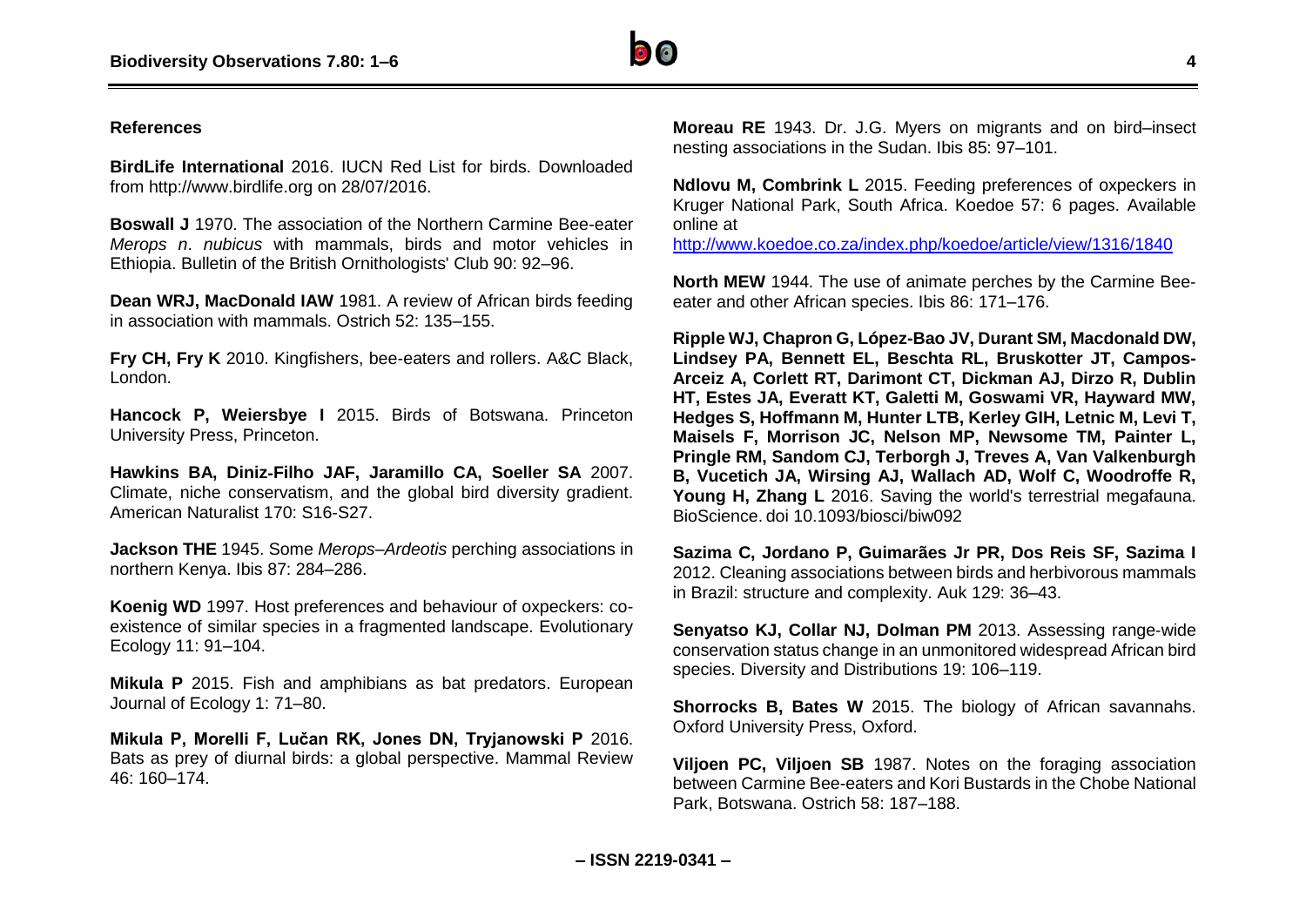## References

**BirdLife International** 2016. IUCN Red List for birds. Downloaded from http://www.birdlife.org on 28/07/2016.

**Boswall J** 1970. The association of the Northern Carmine Bee-eater *Merops n*. *nubicus* with mammals, birds and motor vehicles in Ethiopia. Bulletin of the British Ornithologists' Club 90: 92–96.

**Dean WRJ, MacDonald IAW** 1981. A review of African birds feeding in association with mammals. Ostrich 52: 135–155.

**Fry CH, Fry K** 2010. Kingfishers, bee-eaters and rollers. A&C Black, London.

**Hancock P, Weiersbye I** 2015. Birds of Botswana. Princeton University Press, Princeton.

**Hawkins BA, Diniz-Filho JAF, Jaramillo CA, Soeller SA** 2007. Climate, niche conservatism, and the global bird diversity gradient. American Naturalist 170: S16-S27.

**Jackson THE** 1945. Some *Merops–Ardeotis* perching associations in northern Kenya. Ibis 87: 284–286.

**Koenig WD** 1997. Host preferences and behaviour of oxpeckers: co-existence of similar species in a fragmented landscape. Evolutionary Ecology 11: 91–104.

**Mikula P** 2015. Fish and amphibians as bat predators. European Journal of Ecology 1: 71–80.

**Mikula P, Morelli F, Lučan RK, Jones DN, Tryjanowski P** 2016. Bats as prey of diurnal birds: a global perspective. Mammal Review 46: 160–174.

**Moreau RE** 1943. Dr. J.G. Myers on migrants and on bird–insect nesting associations in the Sudan. Ibis 85: 97–101.

**Ndlovu M, Combrink L** 2015. Feeding preferences of oxpeckers in Kruger National Park, South Africa. Koedoe 57: 6 pages. Available online at http://www.koedoe.co.za/index.php/koedoe/article/view/1316/1840

**North MEW** 1944. The use of animate perches by the Carmine Bee-eater and other African species. Ibis 86: 171–176.

**Ripple WJ, Chapron G, López-Bao JV, Durant SM, Macdonald DW, Lindsey PA, Bennett EL, Beschta RL, Bruskotter JT, Campos-Arceiz A, Corlett RT, Darimont CT, Dickman AJ, Dirzo R, Dublin HT, Estes JA, Everatt KT, Galetti M, Goswami VR, Hayward MW, Hedges S, Hoffmann M, Hunter LTB, Kerley GIH, Letnic M, Levi T, Maisels F, Morrison JC, Nelson MP, Newsome TM, Painter L, Pringle RM, Sandom CJ, Terborgh J, Treves A, Van Valkenburgh B, Vucetich JA, Wirsing AJ, Wallach AD, Wolf C, Woodroffe R, Young H, Zhang L** 2016. Saving the world's terrestrial megafauna. BioScience. doi 10.1093/biosci/biw092

**Sazima C, Jordano P, Guimarães Jr PR, Dos Reis SF, Sazima I** 2012. Cleaning associations between birds and herbivorous mammals in Brazil: structure and complexity. Auk 129: 36–43.

**Senyatso KJ, Collar NJ, Dolman PM** 2013. Assessing range-wide conservation status change in an unmonitored widespread African bird species. Diversity and Distributions 19: 106–119.

**Shorrocks B, Bates W** 2015. The biology of African savannahs. Oxford University Press, Oxford.

**Viljoen PC, Viljoen SB** 1987. Notes on the foraging association between Carmine Bee-eaters and Kori Bustards in the Chobe National Park, Botswana. Ostrich 58: 187–188.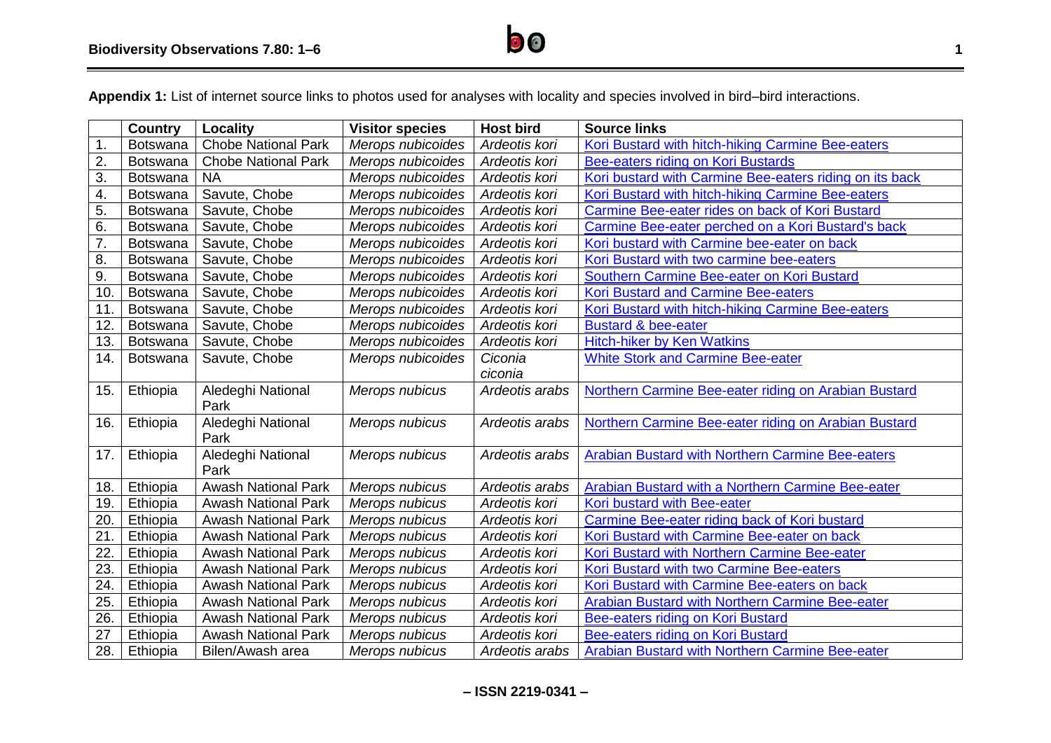**Appendix 1:** List of internet source links to photos used for analyses with locality and species involved in bird–bird interactions.

| | Country | Locality | Visitor species | Host bird | Source links |
|---|---|---|---|---|---|
| 1. | Botswana | Chobe National Park | *Merops nubicoides* | *Ardeotis kori* | Kori Bustard with hitch-hiking Carmine Bee-eaters |
| 2. | Botswana | Chobe National Park | *Merops nubicoides* | *Ardeotis kori* | Bee-eaters riding on Kori Bustards |
| 3. | Botswana | NA | *Merops nubicoides* | *Ardeotis kori* | Kori bustard with Carmine Bee-eaters riding on its back |
| 4. | Botswana | Savute, Chobe | *Merops nubicoides* | *Ardeotis kori* | Kori Bustard with hitch-hiking Carmine Bee-eaters |
| 5. | Botswana | Savute, Chobe | *Merops nubicoides* | *Ardeotis kori* | Carmine Bee-eater rides on back of Kori Bustard |
| 6. | Botswana | Savute, Chobe | *Merops nubicoides* | *Ardeotis kori* | Carmine Bee-eater perched on a Kori Bustard's back |
| 7. | Botswana | Savute, Chobe | *Merops nubicoides* | *Ardeotis kori* | Kori bustard with Carmine bee-eater on back |
| 8. | Botswana | Savute, Chobe | *Merops nubicoides* | *Ardeotis kori* | Kori Bustard with two carmine bee-eaters |
| 9. | Botswana | Savute, Chobe | *Merops nubicoides* | *Ardeotis kori* | Southern Carmine Bee-eater on Kori Bustard |
| 10. | Botswana | Savute, Chobe | *Merops nubicoides* | *Ardeotis kori* | Kori Bustard and Carmine Bee-eaters |
| 11. | Botswana | Savute, Chobe | *Merops nubicoides* | *Ardeotis kori* | Kori Bustard with hitch-hiking Carmine Bee-eaters |
| 12. | Botswana | Savute, Chobe | *Merops nubicoides* | *Ardeotis kori* | Bustard & bee-eater |
| 13. | Botswana | Savute, Chobe | *Merops nubicoides* | *Ardeotis kori* | Hitch-hiker by Ken Watkins |
| 14. | Botswana | Savute, Chobe | *Merops nubicoides* | *Ciconia ciconia* | White Stork and Carmine Bee-eater |
| 15. | Ethiopia | Aledeghi National Park | *Merops nubicus* | *Ardeotis arabs* | Northern Carmine Bee-eater riding on Arabian Bustard |
| 16. | Ethiopia | Aledeghi National Park | *Merops nubicus* | *Ardeotis arabs* | Northern Carmine Bee-eater riding on Arabian Bustard |
| 17. | Ethiopia | Aledeghi National Park | *Merops nubicus* | *Ardeotis arabs* | Arabian Bustard with Northern Carmine Bee-eaters |
| 18. | Ethiopia | Awash National Park | *Merops nubicus* | *Ardeotis arabs* | Arabian Bustard with a Northern Carmine Bee-eater |
| 19. | Ethiopia | Awash National Park | *Merops nubicus* | *Ardeotis kori* | Kori bustard with Bee-eater |
| 20. | Ethiopia | Awash National Park | *Merops nubicus* | *Ardeotis kori* | Carmine Bee-eater riding back of Kori bustard |
| 21. | Ethiopia | Awash National Park | *Merops nubicus* | *Ardeotis kori* | Kori Bustard with Carmine Bee-eater on back |
| 22. | Ethiopia | Awash National Park | *Merops nubicus* | *Ardeotis kori* | Kori Bustard with Northern Carmine Bee-eater |
| 23. | Ethiopia | Awash National Park | *Merops nubicus* | *Ardeotis kori* | Kori Bustard with two Carmine Bee-eaters |
| 24. | Ethiopia | Awash National Park | *Merops nubicus* | *Ardeotis kori* | Kori Bustard with Carmine Bee-eaters on back |
| 25. | Ethiopia | Awash National Park | *Merops nubicus* | *Ardeotis kori* | Arabian Bustard with Northern Carmine Bee-eater |
| 26. | Ethiopia | Awash National Park | *Merops nubicus* | *Ardeotis kori* | Bee-eaters riding on Kori Bustard |
| 27 | Ethiopia | Awash National Park | *Merops nubicus* | *Ardeotis kori* | Bee-eaters riding on Kori Bustard |
| 28. | Ethiopia | Bilen/Awash area | *Merops nubicus* | *Ardeotis arabs* | Arabian Bustard with Northern Carmine Bee-eater |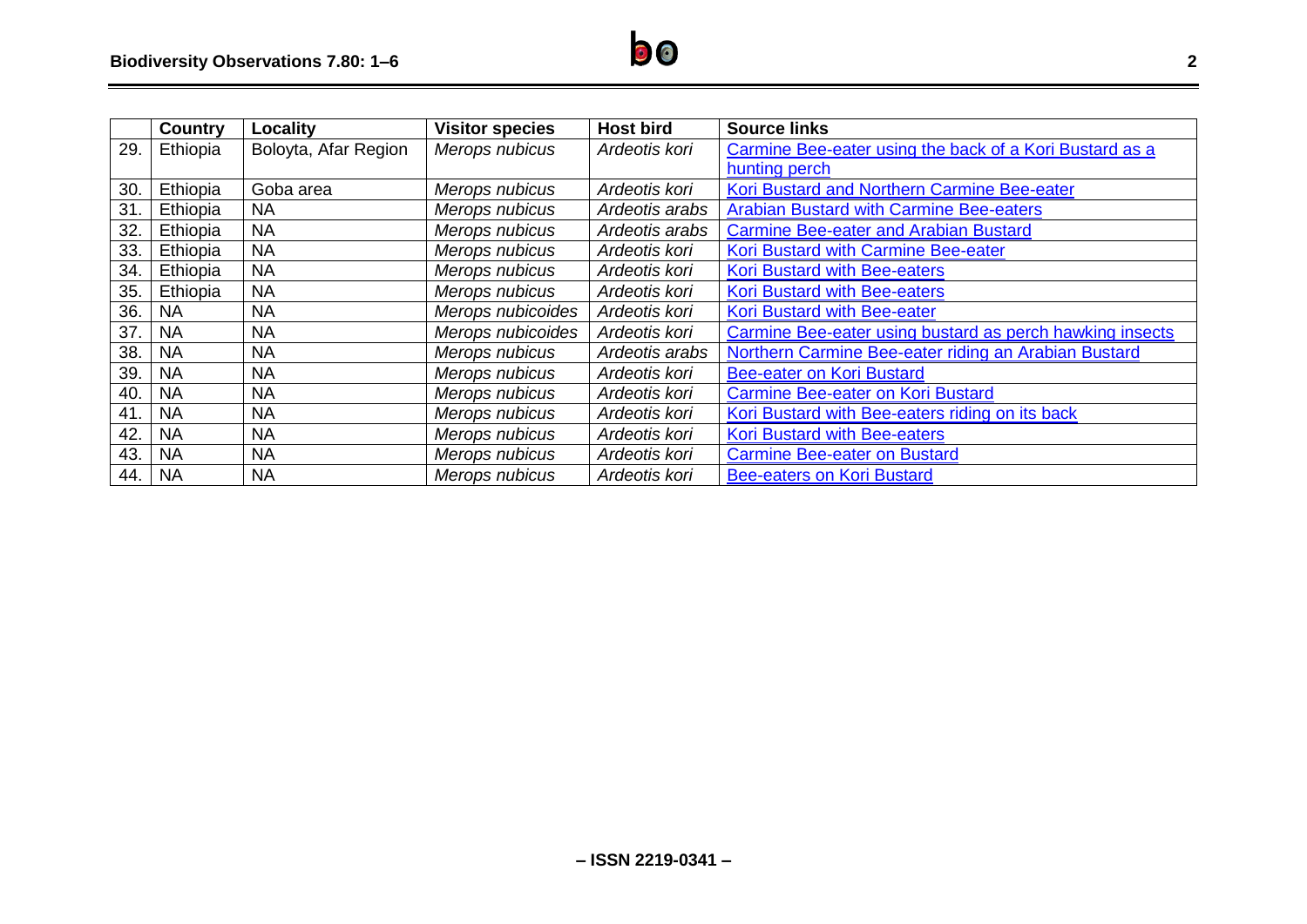| | Country | Locality | Visitor species | Host bird | Source links |
|---|---|---|---|---|---|
| 29. | Ethiopia | Boloyta, Afar Region | *Merops nubicus* | *Ardeotis kori* | Carmine Bee-eater using the back of a Kori Bustard as a hunting perch |
| 30. | Ethiopia | Goba area | *Merops nubicus* | *Ardeotis kori* | Kori Bustard and Northern Carmine Bee-eater |
| 31. | Ethiopia | NA | *Merops nubicus* | *Ardeotis arabs* | Arabian Bustard with Carmine Bee-eaters |
| 32. | Ethiopia | NA | *Merops nubicus* | *Ardeotis arabs* | Carmine Bee-eater and Arabian Bustard |
| 33. | Ethiopia | NA | *Merops nubicus* | *Ardeotis kori* | Kori Bustard with Carmine Bee-eater |
| 34. | Ethiopia | NA | *Merops nubicus* | *Ardeotis kori* | Kori Bustard with Bee-eaters |
| 35. | Ethiopia | NA | *Merops nubicus* | *Ardeotis kori* | Kori Bustard with Bee-eaters |
| 36. | NA | NA | *Merops nubicoides* | *Ardeotis kori* | Kori Bustard with Bee-eater |
| 37. | NA | NA | *Merops nubicoides* | *Ardeotis kori* | Carmine Bee-eater using bustard as perch hawking insects |
| 38. | NA | NA | *Merops nubicus* | *Ardeotis arabs* | Northern Carmine Bee-eater riding an Arabian Bustard |
| 39. | NA | NA | *Merops nubicus* | *Ardeotis kori* | Bee-eater on Kori Bustard |
| 40. | NA | NA | *Merops nubicus* | *Ardeotis kori* | Carmine Bee-eater on Kori Bustard |
| 41. | NA | NA | *Merops nubicus* | *Ardeotis kori* | Kori Bustard with Bee-eaters riding on its back |
| 42. | NA | NA | *Merops nubicus* | *Ardeotis kori* | Kori Bustard with Bee-eaters |
| 43. | NA | NA | *Merops nubicus* | *Ardeotis kori* | Carmine Bee-eater on Bustard |
| 44. | NA | NA | *Merops nubicus* | *Ardeotis kori* | Bee-eaters on Kori Bustard |